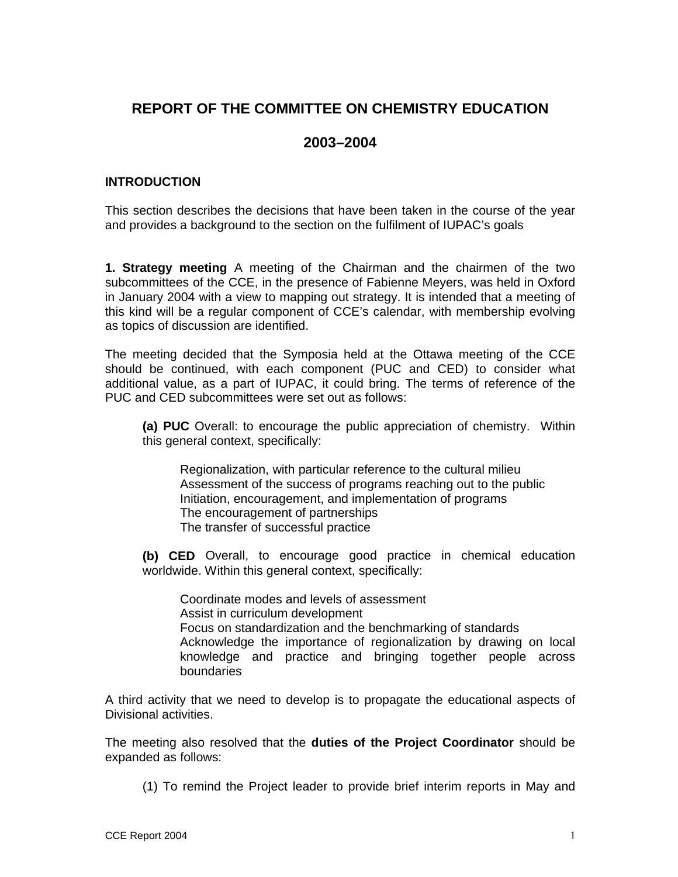# REPORT OF THE COMMITTEE ON CHEMISTRY EDUCATION

# 2003–2004

## INTRODUCTION

This section describes the decisions that have been taken in the course of the year and provides a background to the section on the fulfilment of IUPAC's goals

**1. Strategy meeting** A meeting of the Chairman and the chairmen of the two subcommittees of the CCE, in the presence of Fabienne Meyers, was held in Oxford in January 2004 with a view to mapping out strategy. It is intended that a meeting of this kind will be a regular component of CCE's calendar, with membership evolving as topics of discussion are identified.

The meeting decided that the Symposia held at the Ottawa meeting of the CCE should be continued, with each component (PUC and CED) to consider what additional value, as a part of IUPAC, it could bring. The terms of reference of the PUC and CED subcommittees were set out as follows:

> **(a) PUC** Overall: to encourage the public appreciation of chemistry. Within this general context, specifically:
>
> > Regionalization, with particular reference to the cultural milieu
> > Assessment of the success of programs reaching out to the public
> > Initiation, encouragement, and implementation of programs
> > The encouragement of partnerships
> > The transfer of successful practice
>
> **(b) CED** Overall, to encourage good practice in chemical education worldwide. Within this general context, specifically:
>
> > Coordinate modes and levels of assessment
> > Assist in curriculum development
> > Focus on standardization and the benchmarking of standards
> > Acknowledge the importance of regionalization by drawing on local knowledge and practice and bringing together people across boundaries

A third activity that we need to develop is to propagate the educational aspects of Divisional activities.

The meeting also resolved that the **duties of the Project Coordinator** should be expanded as follows:

> (1) To remind the Project leader to provide brief interim reports in May and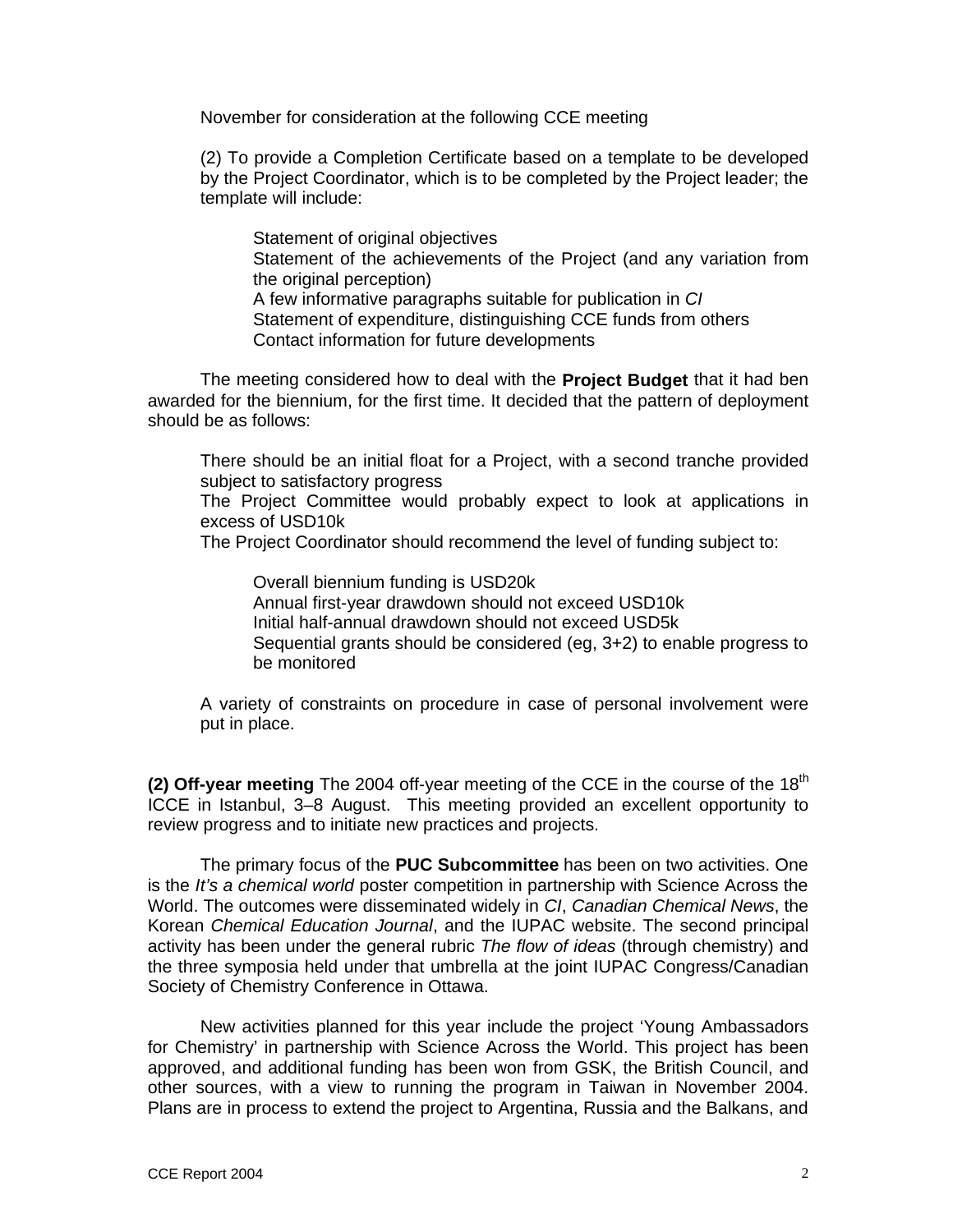November for consideration at the following CCE meeting

(2) To provide a Completion Certificate based on a template to be developed by the Project Coordinator, which is to be completed by the Project leader; the template will include:

Statement of original objectives
Statement of the achievements of the Project (and any variation from the original perception)
A few informative paragraphs suitable for publication in *CI*
Statement of expenditure, distinguishing CCE funds from others
Contact information for future developments

The meeting considered how to deal with the **Project Budget** that it had ben awarded for the biennium, for the first time. It decided that the pattern of deployment should be as follows:

There should be an initial float for a Project, with a second tranche provided subject to satisfactory progress
The Project Committee would probably expect to look at applications in excess of USD10k
The Project Coordinator should recommend the level of funding subject to:

Overall biennium funding is USD20k
Annual first-year drawdown should not exceed USD10k
Initial half-annual drawdown should not exceed USD5k
Sequential grants should be considered (eg, 3+2) to enable progress to be monitored

A variety of constraints on procedure in case of personal involvement were put in place.

**(2) Off-year meeting** The 2004 off-year meeting of the CCE in the course of the 18th ICCE in Istanbul, 3–8 August. This meeting provided an excellent opportunity to review progress and to initiate new practices and projects.

The primary focus of the **PUC Subcommittee** has been on two activities. One is the *It's a chemical world* poster competition in partnership with Science Across the World. The outcomes were disseminated widely in *CI*, *Canadian Chemical News*, the Korean *Chemical Education Journal*, and the IUPAC website. The second principal activity has been under the general rubric *The flow of ideas* (through chemistry) and the three symposia held under that umbrella at the joint IUPAC Congress/Canadian Society of Chemistry Conference in Ottawa.

New activities planned for this year include the project 'Young Ambassadors for Chemistry' in partnership with Science Across the World. This project has been approved, and additional funding has been won from GSK, the British Council, and other sources, with a view to running the program in Taiwan in November 2004. Plans are in process to extend the project to Argentina, Russia and the Balkans, and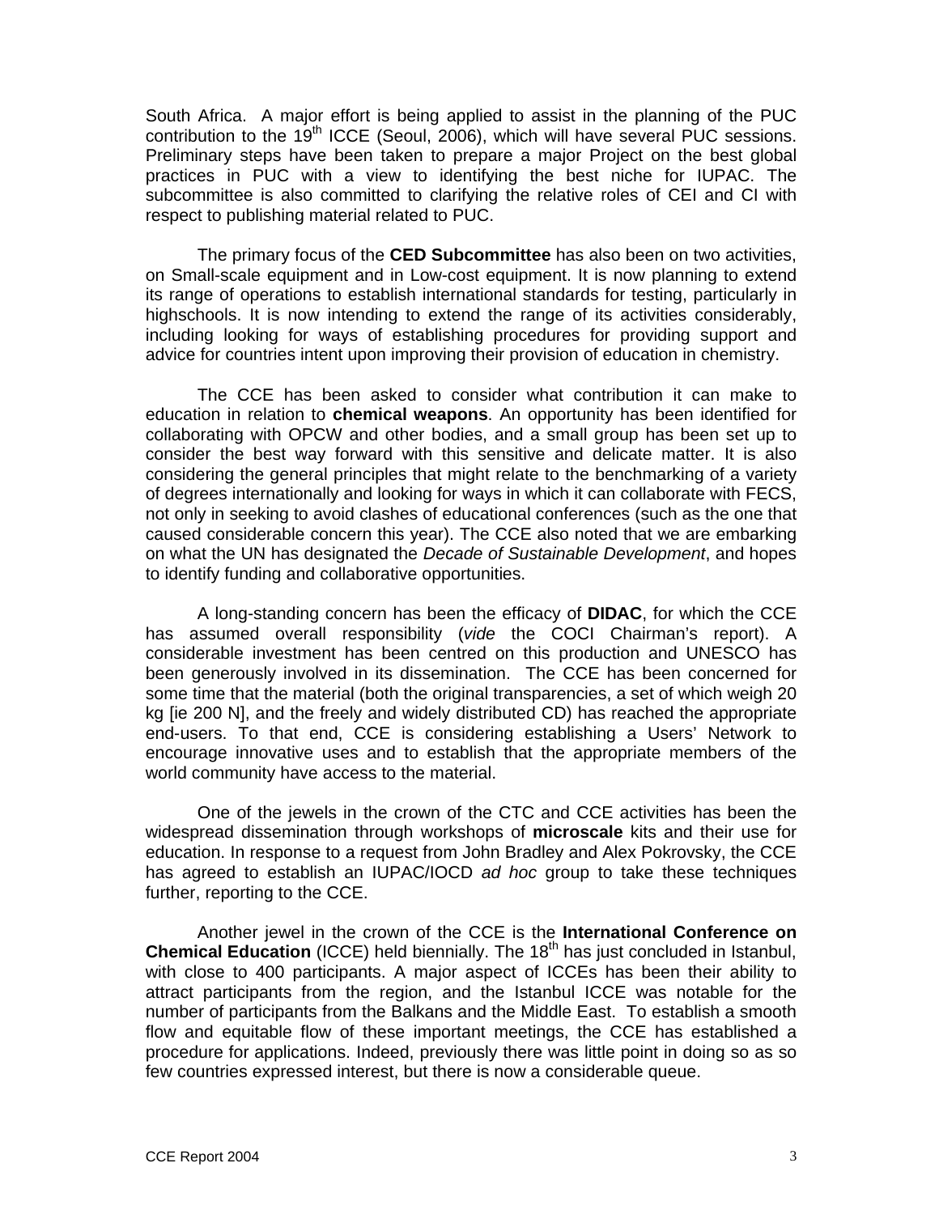South Africa. A major effort is being applied to assist in the planning of the PUC contribution to the 19th ICCE (Seoul, 2006), which will have several PUC sessions. Preliminary steps have been taken to prepare a major Project on the best global practices in PUC with a view to identifying the best niche for IUPAC. The subcommittee is also committed to clarifying the relative roles of CEI and CI with respect to publishing material related to PUC.

The primary focus of the **CED Subcommittee** has also been on two activities, on Small-scale equipment and in Low-cost equipment. It is now planning to extend its range of operations to establish international standards for testing, particularly in highschools. It is now intending to extend the range of its activities considerably, including looking for ways of establishing procedures for providing support and advice for countries intent upon improving their provision of education in chemistry.

The CCE has been asked to consider what contribution it can make to education in relation to **chemical weapons**. An opportunity has been identified for collaborating with OPCW and other bodies, and a small group has been set up to consider the best way forward with this sensitive and delicate matter. It is also considering the general principles that might relate to the benchmarking of a variety of degrees internationally and looking for ways in which it can collaborate with FECS, not only in seeking to avoid clashes of educational conferences (such as the one that caused considerable concern this year). The CCE also noted that we are embarking on what the UN has designated the *Decade of Sustainable Development*, and hopes to identify funding and collaborative opportunities.

A long-standing concern has been the efficacy of **DIDAC**, for which the CCE has assumed overall responsibility (*vide* the COCI Chairman's report). A considerable investment has been centred on this production and UNESCO has been generously involved in its dissemination. The CCE has been concerned for some time that the material (both the original transparencies, a set of which weigh 20 kg [ie 200 N], and the freely and widely distributed CD) has reached the appropriate end-users. To that end, CCE is considering establishing a Users' Network to encourage innovative uses and to establish that the appropriate members of the world community have access to the material.

One of the jewels in the crown of the CTC and CCE activities has been the widespread dissemination through workshops of **microscale** kits and their use for education. In response to a request from John Bradley and Alex Pokrovsky, the CCE has agreed to establish an IUPAC/IOCD *ad hoc* group to take these techniques further, reporting to the CCE.

Another jewel in the crown of the CCE is the **International Conference on Chemical Education** (ICCE) held biennially. The 18th has just concluded in Istanbul, with close to 400 participants. A major aspect of ICCEs has been their ability to attract participants from the region, and the Istanbul ICCE was notable for the number of participants from the Balkans and the Middle East. To establish a smooth flow and equitable flow of these important meetings, the CCE has established a procedure for applications. Indeed, previously there was little point in doing so as so few countries expressed interest, but there is now a considerable queue.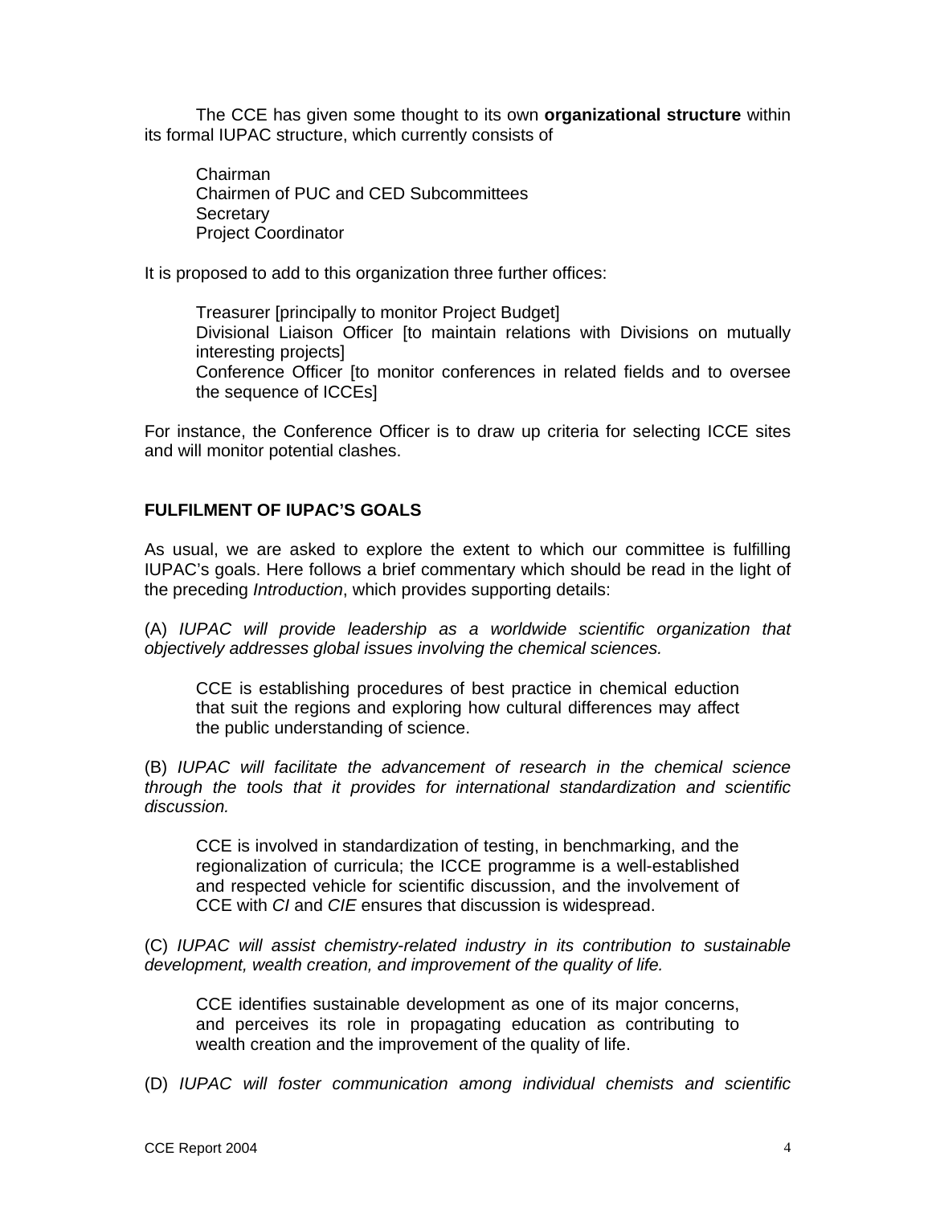The CCE has given some thought to its own **organizational structure** within its formal IUPAC structure, which currently consists of

Chairman
Chairmen of PUC and CED Subcommittees
Secretary
Project Coordinator

It is proposed to add to this organization three further offices:

Treasurer [principally to monitor Project Budget]
Divisional Liaison Officer [to maintain relations with Divisions on mutually interesting projects]
Conference Officer [to monitor conferences in related fields and to oversee the sequence of ICCEs]

For instance, the Conference Officer is to draw up criteria for selecting ICCE sites and will monitor potential clashes.

### FULFILMENT OF IUPAC'S GOALS

As usual, we are asked to explore the extent to which our committee is fulfilling IUPAC's goals. Here follows a brief commentary which should be read in the light of the preceding *Introduction*, which provides supporting details:

(A) *IUPAC will provide leadership as a worldwide scientific organization that objectively addresses global issues involving the chemical sciences.*

> CCE is establishing procedures of best practice in chemical eduction that suit the regions and exploring how cultural differences may affect the public understanding of science.

(B) *IUPAC will facilitate the advancement of research in the chemical science through the tools that it provides for international standardization and scientific discussion.*

> CCE is involved in standardization of testing, in benchmarking, and the regionalization of curricula; the ICCE programme is a well-established and respected vehicle for scientific discussion, and the involvement of CCE with *CI* and *CIE* ensures that discussion is widespread.

(C) *IUPAC will assist chemistry-related industry in its contribution to sustainable development, wealth creation, and improvement of the quality of life.*

> CCE identifies sustainable development as one of its major concerns, and perceives its role in propagating education as contributing to wealth creation and the improvement of the quality of life.

(D) *IUPAC will foster communication among individual chemists and scientific*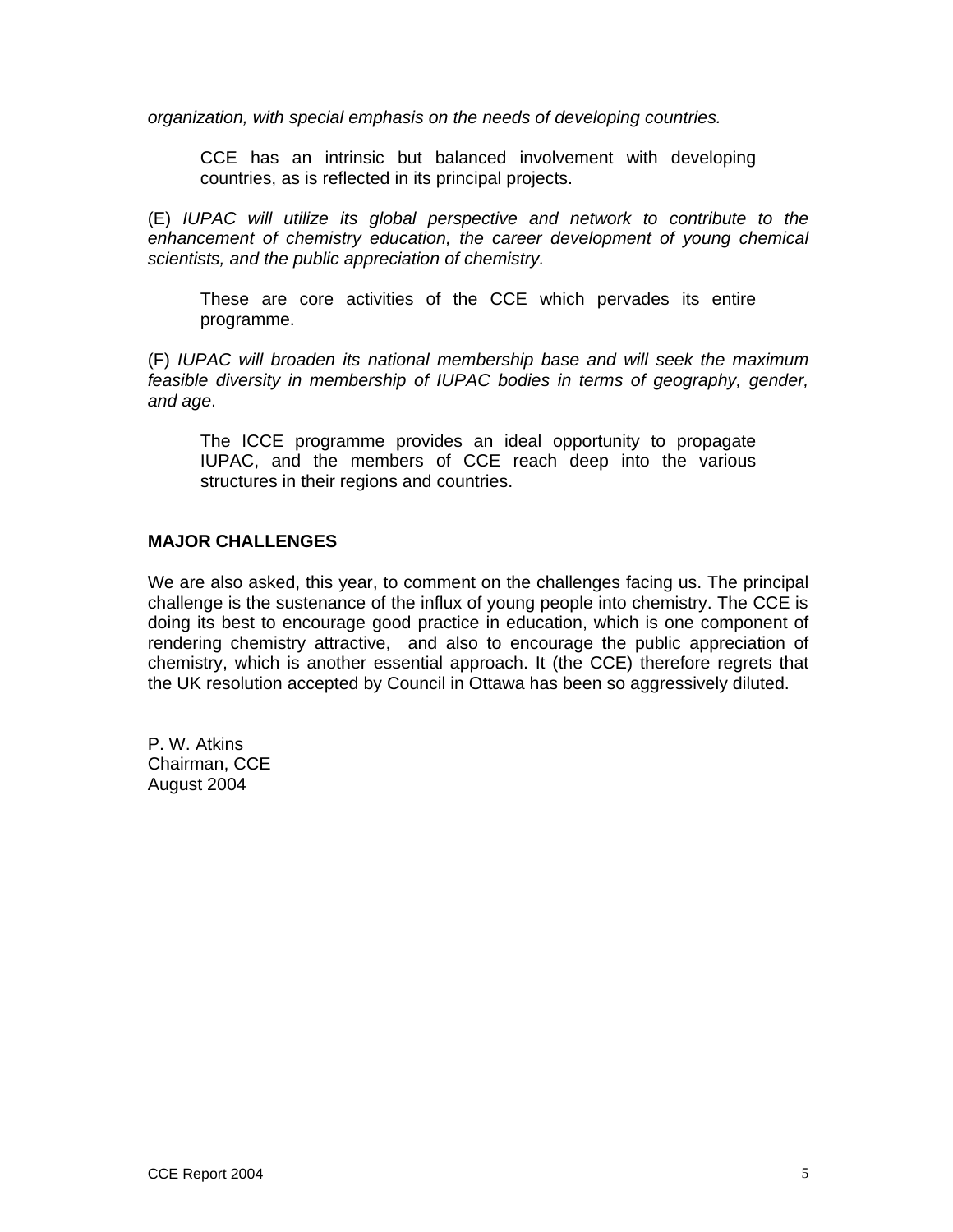*organization, with special emphasis on the needs of developing countries.*

> CCE has an intrinsic but balanced involvement with developing countries, as is reflected in its principal projects.

(E) *IUPAC will utilize its global perspective and network to contribute to the enhancement of chemistry education, the career development of young chemical scientists, and the public appreciation of chemistry.*

> These are core activities of the CCE which pervades its entire programme.

(F) *IUPAC will broaden its national membership base and will seek the maximum feasible diversity in membership of IUPAC bodies in terms of geography, gender, and age*.

> The ICCE programme provides an ideal opportunity to propagate IUPAC, and the members of CCE reach deep into the various structures in their regions and countries.

**MAJOR CHALLENGES**

We are also asked, this year, to comment on the challenges facing us. The principal challenge is the sustenance of the influx of young people into chemistry. The CCE is doing its best to encourage good practice in education, which is one component of rendering chemistry attractive, and also to encourage the public appreciation of chemistry, which is another essential approach. It (the CCE) therefore regrets that the UK resolution accepted by Council in Ottawa has been so aggressively diluted.

P. W. Atkins
Chairman, CCE
August 2004